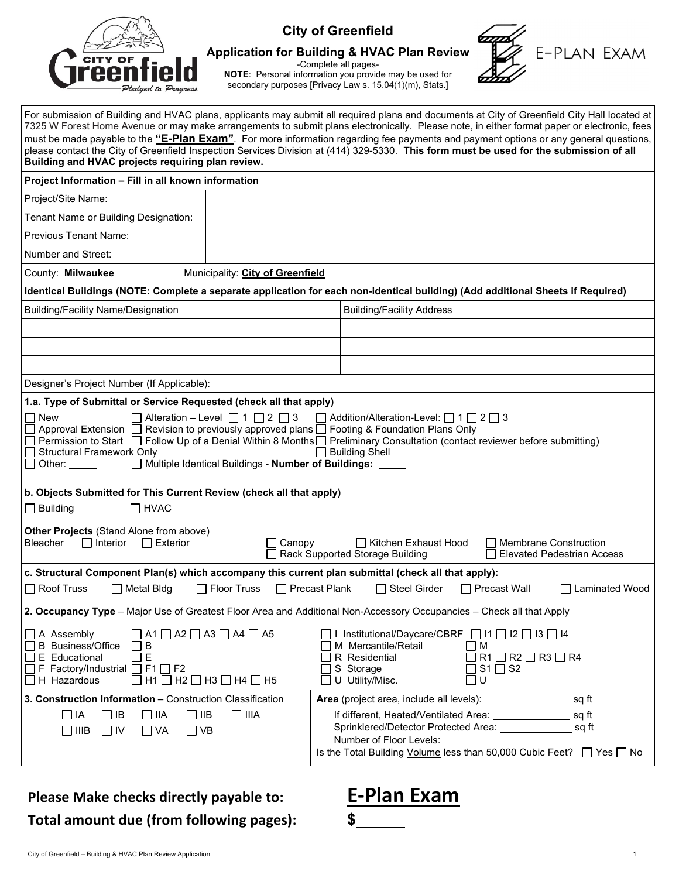# City of Greenfield

## Application for Building & HVAC Plan Review

-Complete all pages-

**NOTE**: Personal information you provide may be used for secondary purposes [Privacy Law s. 15.04(1)(m), Stats.]

E-PLAN EXAM

For submission of Building and HVAC plans, applicants may submit all required plans and documents at City of Greenfield City Hall located at 7325 W Forest Home Avenue or may make arrangements to submit plans electronically. Please note, in either format paper or electronic, fees must be made payable to the **"E-Plan Exam"**. For more information regarding fee payments and payment options or any general questions, please contact the City of Greenfield Inspection Services Division at (414) 329-5330. **This form must be used for the submission of all Building and HVAC projects requiring plan review.**

**Project Information – Fill in all known information**

| | |
|---|---|
| Project/Site Name: | |
| Tenant Name or Building Designation: | |
| Previous Tenant Name: | |
| Number and Street: | |

County: **Milwaukee** Municipality: **City of Greenfield**

**Identical Buildings (NOTE: Complete a separate application for each non-identical building) (Add additional Sheets if Required)**

| Building/Facility Name/Designation | Building/Facility Address |
|---|---|
| | |
| | |
| | |

Designer's Project Number (If Applicable):

**1.a. Type of Submittal or Service Requested (check all that apply)**

☐ New ☐ Alteration – Level ☐ 1 ☐ 2 ☐ 3 ☐ Addition/Alteration-Level: ☐ 1 ☐ 2 ☐ 3
☐ Approval Extension ☐ Revision to previously approved plans ☐ Footing & Foundation Plans Only
☐ Permission to Start ☐ Follow Up of a Denial Within 8 Months ☐ Preliminary Consultation (contact reviewer before submitting)
☐ Structural Framework Only ☐ Building Shell
☐ Other: _____ ☐ Multiple Identical Buildings - **Number of Buildings:** _____

**b. Objects Submitted for This Current Review (check all that apply)**

☐ Building ☐ HVAC

**Other Projects** (Stand Alone from above)
Bleacher ☐ Interior ☐ Exterior ☐ Canopy ☐ Kitchen Exhaust Hood ☐ Membrane Construction
☐ Rack Supported Storage Building ☐ Elevated Pedestrian Access

**c. Structural Component Plan(s) which accompany this current plan submittal (check all that apply):**

☐ Roof Truss ☐ Metal Bldg ☐ Floor Truss ☐ Precast Plank ☐ Steel Girder ☐ Precast Wall ☐ Laminated Wood

**2. Occupancy Type** – Major Use of Greatest Floor Area and Additional Non-Accessory Occupancies – Check all that Apply

☐ A Assembly ☐ A1 ☐ A2 ☐ A3 ☐ A4 ☐ A5
☐ B Business/Office ☐ B
☐ E Educational ☐ E
☐ F Factory/Industrial ☐ F1 ☐ F2
☐ H Hazardous ☐ H1 ☐ H2 ☐ H3 ☐ H4 ☐ H5
☐ I Institutional/Daycare/CBRF ☐ I1 ☐ I2 ☐ I3 ☐ I4
☐ M Mercantile/Retail ☐ M
☐ R Residential ☐ R1 ☐ R2 ☐ R3 ☐ R4
☐ S Storage ☐ S1 ☐ S2
☐ U Utility/Misc. ☐ U

**3. Construction Information** – Construction Classification

☐ IA ☐ IB ☐ IIA ☐ IIB ☐ IIIA
☐ IIIB ☐ IV ☐ VA ☐ VB

**Area** (project area, include all levels): ______________ sq ft
If different, Heated/Ventilated Area: ______________ sq ft
Sprinklered/Detector Protected Area: ______________ sq ft
Number of Floor Levels: _____
Is the Total Building Volume less than 50,000 Cubic Feet? ☐ Yes ☐ No

**Please Make checks directly payable to:** **E-Plan Exam**

**Total amount due (from following pages):** **$______**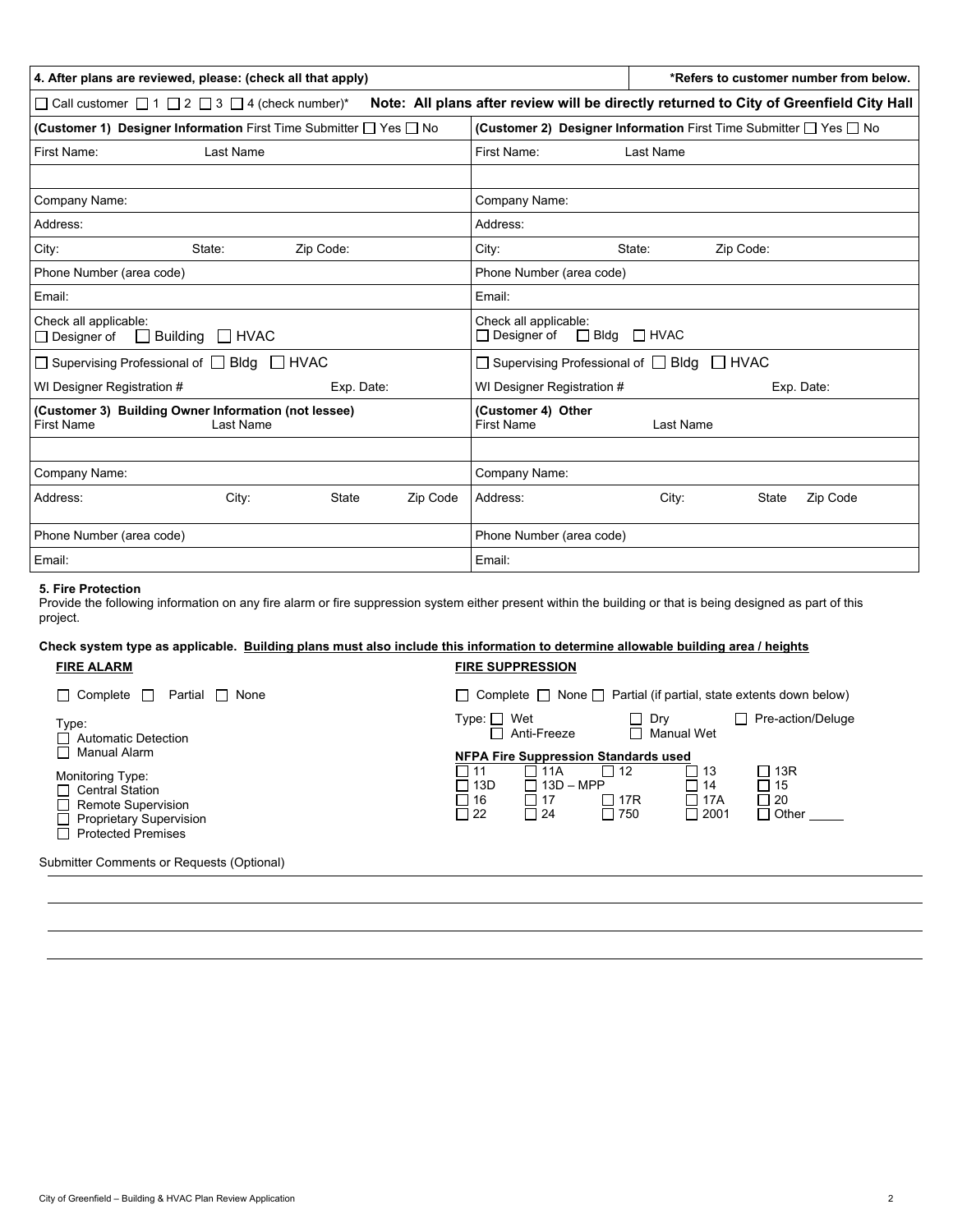| **4. After plans are reviewed, please: (check all that apply)** | **\*Refers to customer number from below.** |
|---|---|
| ☐ Call customer ☐ 1 ☐ 2 ☐ 3 ☐ 4 (check number)* | **Note: All plans after review will be directly returned to City of Greenfield City Hall** |
| **(Customer 1) Designer Information** First Time Submitter ☐ Yes ☐ No | **(Customer 2) Designer Information** First Time Submitter ☐ Yes ☐ No |
| First Name: Last Name | First Name: Last Name |
| | |
| Company Name: | Company Name: |
| Address: | Address: |
| City: State: Zip Code: | City: State: Zip Code: |
| Phone Number (area code) | Phone Number (area code) |
| Email: | Email: |
| Check all applicable: ☐ Designer of ☐ Building ☐ HVAC | Check all applicable: ☐ Designer of ☐ Bldg ☐ HVAC |
| ☐ Supervising Professional of ☐ Bldg ☐ HVAC | ☐ Supervising Professional of ☐ Bldg ☐ HVAC |
| WI Designer Registration # Exp. Date: | WI Designer Registration # Exp. Date: |
| **(Customer 3) Building Owner Information (not lessee)** First Name Last Name | **(Customer 4) Other** First Name Last Name |
| | |
| Company Name: | Company Name: |
| Address: City: State Zip Code | Address: City: State Zip Code |
| Phone Number (area code) | Phone Number (area code) |
| Email: | Email: |

**5. Fire Protection**

Provide the following information on any fire alarm or fire suppression system either present within the building or that is being designed as part of this project.

**Check system type as applicable. Building plans must also include this information to determine allowable building area / heights**

**FIRE ALARM**

☐ Complete ☐ Partial ☐ None

Type:
☐ Automatic Detection
☐ Manual Alarm

Monitoring Type:
☐ Central Station
☐ Remote Supervision
☐ Proprietary Supervision
☐ Protected Premises

**FIRE SUPPRESSION**

☐ Complete ☐ None ☐ Partial (if partial, state extents down below)

Type: ☐ Wet ☐ Anti-Freeze ☐ Dry ☐ Manual Wet ☐ Pre-action/Deluge

**NFPA Fire Suppression Standards used**

| | | | | |
|---|---|---|---|---|
| ☐ 11 | ☐ 11A | ☐ 12 | ☐ 13 | ☐ 13R |
| ☐ 13D | ☐ 13D – MPP | | ☐ 14 | ☐ 15 |
| ☐ 16 | ☐ 17 | ☐ 17R | ☐ 17A | ☐ 20 |
| ☐ 22 | ☐ 24 | ☐ 750 | ☐ 2001 | ☐ Other _____ |

Submitter Comments or Requests (Optional)

_______________________________________________

_______________________________________________

_______________________________________________

_______________________________________________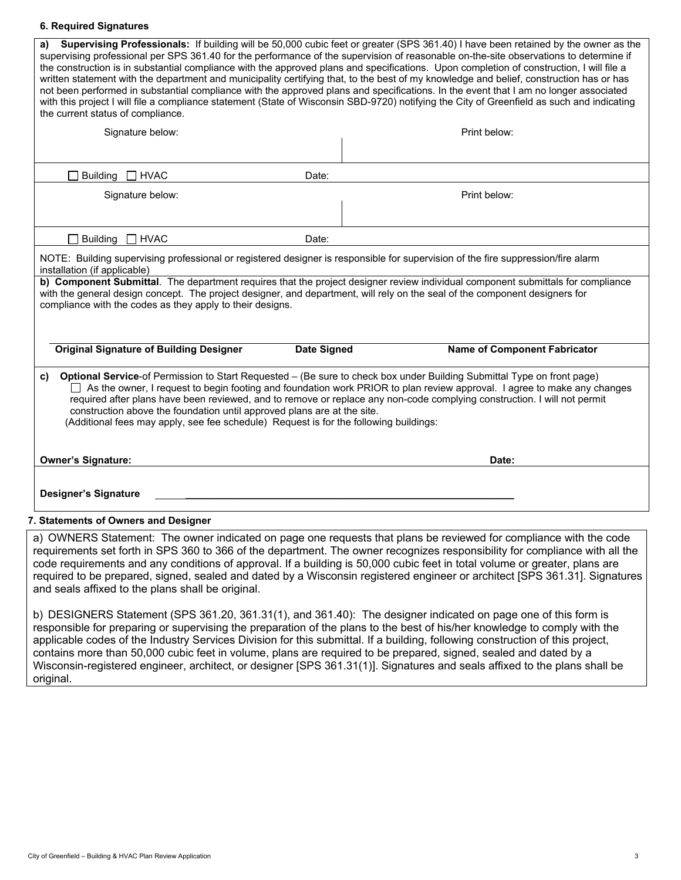### 6. Required Signatures

**a) Supervising Professionals:** If building will be 50,000 cubic feet or greater (SPS 361.40) I have been retained by the owner as the supervising professional per SPS 361.40 for the performance of the supervision of reasonable on-the-site observations to determine if the construction is in substantial compliance with the approved plans and specifications. Upon completion of construction, I will file a written statement with the department and municipality certifying that, to the best of my knowledge and belief, construction has or has not been performed in substantial compliance with the approved plans and specifications. In the event that I am no longer associated with this project I will file a compliance statement (State of Wisconsin SBD-9720) notifying the City of Greenfield as such and indicating the current status of compliance.

| Signature below: | Print below: |
|---|---|
| | |
| ☐ Building ☐ HVAC Date: | |
| Signature below: | Print below: |
| | |
| ☐ Building ☐ HVAC Date: | |

NOTE: Building supervising professional or registered designer is responsible for supervision of the fire suppression/fire alarm installation (if applicable)

**b) Component Submittal**. The department requires that the project designer review individual component submittals for compliance with the general design concept. The project designer, and department, will rely on the seal of the component designers for compliance with the codes as they apply to their designs.

| Original Signature of Building Designer | Date Signed | Name of Component Fabricator |
|---|---|---|
| | | |

**c) Optional Service**-of Permission to Start Requested – (Be sure to check box under Building Submittal Type on front page)

☐ As the owner, I request to begin footing and foundation work PRIOR to plan review approval. I agree to make any changes required after plans have been reviewed, and to remove or replace any non-code complying construction. I will not permit construction above the foundation until approved plans are at the site.

(Additional fees may apply, see fee schedule) Request is for the following buildings:

**Owner's Signature:** **Date:**

**Designer's Signature** ____________________________________________________________

### 7. Statements of Owners and Designer

a) OWNERS Statement: The owner indicated on page one requests that plans be reviewed for compliance with the code requirements set forth in SPS 360 to 366 of the department. The owner recognizes responsibility for compliance with all the code requirements and any conditions of approval. If a building is 50,000 cubic feet in total volume or greater, plans are required to be prepared, signed, sealed and dated by a Wisconsin registered engineer or architect [SPS 361.31]. Signatures and seals affixed to the plans shall be original.

b) DESIGNERS Statement (SPS 361.20, 361.31(1), and 361.40): The designer indicated on page one of this form is responsible for preparing or supervising the preparation of the plans to the best of his/her knowledge to comply with the applicable codes of the Industry Services Division for this submittal. If a building, following construction of this project, contains more than 50,000 cubic feet in volume, plans are required to be prepared, signed, sealed and dated by a Wisconsin-registered engineer, architect, or designer [SPS 361.31(1)]. Signatures and seals affixed to the plans shall be original.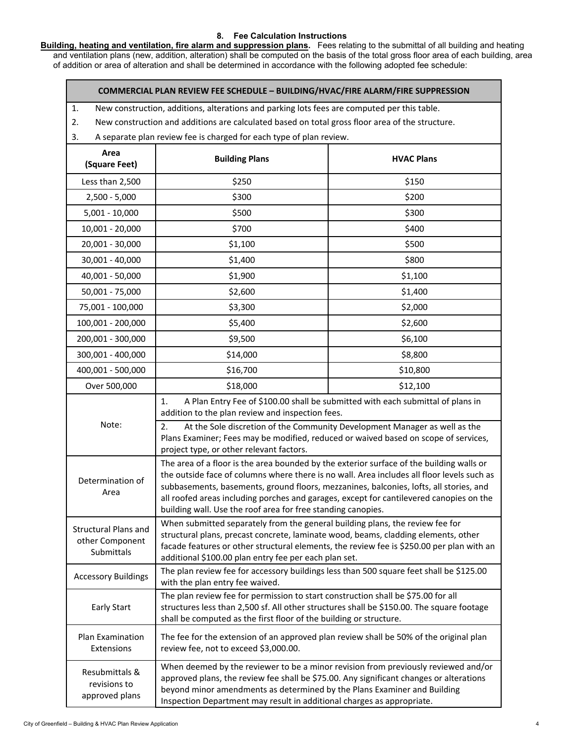### 8. Fee Calculation Instructions

**Building, heating and ventilation, fire alarm and suppression plans.** Fees relating to the submittal of all building and heating and ventilation plans (new, addition, alteration) shall be computed on the basis of the total gross floor area of each building, area of addition or area of alteration and shall be determined in accordance with the following adopted fee schedule:

**COMMERCIAL PLAN REVIEW FEE SCHEDULE – BUILDING/HVAC/FIRE ALARM/FIRE SUPPRESSION**

1. New construction, additions, alterations and parking lots fees are computed per this table.
2. New construction and additions are calculated based on total gross floor area of the structure.
3. A separate plan review fee is charged for each type of plan review.

| Area (Square Feet) | Building Plans | HVAC Plans |
|---|---|---|
| Less than 2,500 | $250 | $150 |
| 2,500 - 5,000 | $300 | $200 |
| 5,001 - 10,000 | $500 | $300 |
| 10,001 - 20,000 | $700 | $400 |
| 20,001 - 30,000 | $1,100 | $500 |
| 30,001 - 40,000 | $1,400 | $800 |
| 40,001 - 50,000 | $1,900 | $1,100 |
| 50,001 - 75,000 | $2,600 | $1,400 |
| 75,001 - 100,000 | $3,300 | $2,000 |
| 100,001 - 200,000 | $5,400 | $2,600 |
| 200,001 - 300,000 | $9,500 | $6,100 |
| 300,001 - 400,000 | $14,000 | $8,800 |
| 400,001 - 500,000 | $16,700 | $10,800 |
| Over 500,000 | $18,000 | $12,100 |

| | |
|---|---|
| Note: | 1. A Plan Entry Fee of $100.00 shall be submitted with each submittal of plans in addition to the plan review and inspection fees. |
| | 2. At the Sole discretion of the Community Development Manager as well as the Plans Examiner; Fees may be modified, reduced or waived based on scope of services, project type, or other relevant factors. |
| Determination of Area | The area of a floor is the area bounded by the exterior surface of the building walls or the outside face of columns where there is no wall. Area includes all floor levels such as subbasements, basements, ground floors, mezzanines, balconies, lofts, all stories, and all roofed areas including porches and garages, except for cantilevered canopies on the building wall. Use the roof area for free standing canopies. |
| Structural Plans and other Component Submittals | When submitted separately from the general building plans, the review fee for structural plans, precast concrete, laminate wood, beams, cladding elements, other facade features or other structural elements, the review fee is $250.00 per plan with an additional $100.00 plan entry fee per each plan set. |
| Accessory Buildings | The plan review fee for accessory buildings less than 500 square feet shall be $125.00 with the plan entry fee waived. |
| Early Start | The plan review fee for permission to start construction shall be $75.00 for all structures less than 2,500 sf. All other structures shall be $150.00. The square footage shall be computed as the first floor of the building or structure. |
| Plan Examination Extensions | The fee for the extension of an approved plan review shall be 50% of the original plan review fee, not to exceed $3,000.00. |
| Resubmittals & revisions to approved plans | When deemed by the reviewer to be a minor revision from previously reviewed and/or approved plans, the review fee shall be $75.00. Any significant changes or alterations beyond minor amendments as determined by the Plans Examiner and Building Inspection Department may result in additional charges as appropriate. |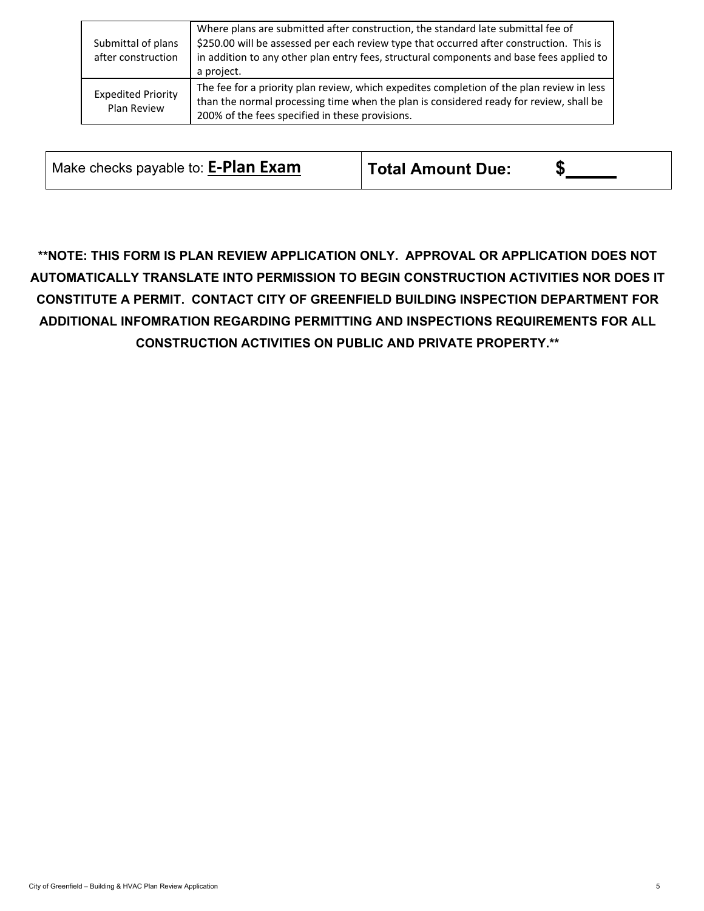| | |
|---|---|
| Submittal of plans after construction | Where plans are submitted after construction, the standard late submittal fee of $250.00 will be assessed per each review type that occurred after construction. This is in addition to any other plan entry fees, structural components and base fees applied to a project. |
| Expedited Priority Plan Review | The fee for a priority plan review, which expedites completion of the plan review in less than the normal processing time when the plan is considered ready for review, shall be 200% of the fees specified in these provisions. |

| | |
|---|---|
| Make checks payable to: **E-Plan Exam** | **Total Amount Due: $\_\_\_\_\_** |

**\*\*NOTE: THIS FORM IS PLAN REVIEW APPLICATION ONLY. APPROVAL OR APPLICATION DOES NOT AUTOMATICALLY TRANSLATE INTO PERMISSION TO BEGIN CONSTRUCTION ACTIVITIES NOR DOES IT CONSTITUTE A PERMIT. CONTACT CITY OF GREENFIELD BUILDING INSPECTION DEPARTMENT FOR ADDITIONAL INFOMRATION REGARDING PERMITTING AND INSPECTIONS REQUIREMENTS FOR ALL CONSTRUCTION ACTIVITIES ON PUBLIC AND PRIVATE PROPERTY.\*\***